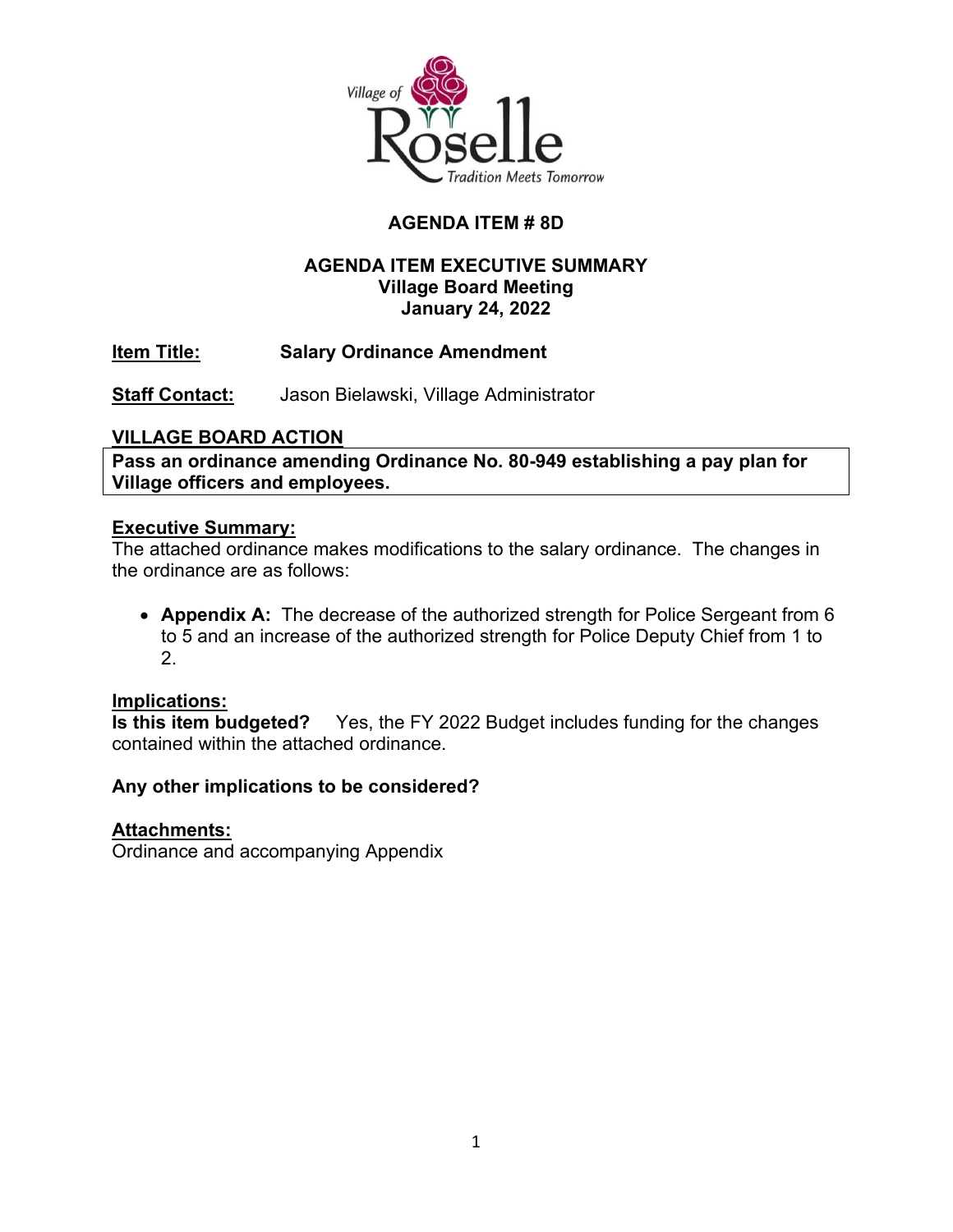Village of Roselle
Tradition Meets Tomorrow

# AGENDA ITEM # 8D

## AGENDA ITEM EXECUTIVE SUMMARY
**Village Board Meeting**
**January 24, 2022**

**Item Title:** **Salary Ordinance Amendment**

**Staff Contact:** Jason Bielawski, Village Administrator

**VILLAGE BOARD ACTION**

**Pass an ordinance amending Ordinance No. 80-949 establishing a pay plan for Village officers and employees.**

**Executive Summary:**
The attached ordinance makes modifications to the salary ordinance. The changes in the ordinance are as follows:

- **Appendix A:** The decrease of the authorized strength for Police Sergeant from 6 to 5 and an increase of the authorized strength for Police Deputy Chief from 1 to 2.

**Implications:**
**Is this item budgeted?** Yes, the FY 2022 Budget includes funding for the changes contained within the attached ordinance.

**Any other implications to be considered?**

**Attachments:**
Ordinance and accompanying Appendix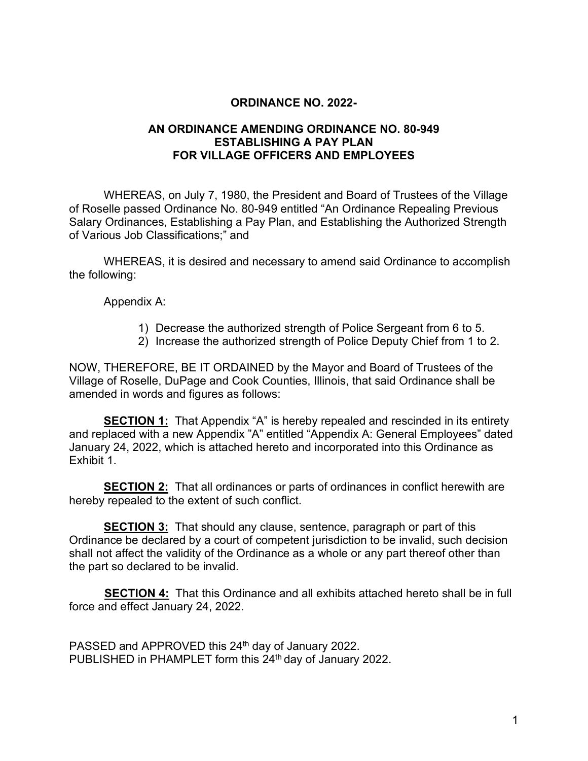**ORDINANCE NO. 2022-**

**AN ORDINANCE AMENDING ORDINANCE NO. 80-949
ESTABLISHING A PAY PLAN
FOR VILLAGE OFFICERS AND EMPLOYEES**

WHEREAS, on July 7, 1980, the President and Board of Trustees of the Village of Roselle passed Ordinance No. 80-949 entitled “An Ordinance Repealing Previous Salary Ordinances, Establishing a Pay Plan, and Establishing the Authorized Strength of Various Job Classifications;” and

WHEREAS, it is desired and necessary to amend said Ordinance to accomplish the following:

Appendix A:

1) Decrease the authorized strength of Police Sergeant from 6 to 5.
2) Increase the authorized strength of Police Deputy Chief from 1 to 2.

NOW, THEREFORE, BE IT ORDAINED by the Mayor and Board of Trustees of the Village of Roselle, DuPage and Cook Counties, Illinois, that said Ordinance shall be amended in words and figures as follows:

**SECTION 1:** That Appendix “A” is hereby repealed and rescinded in its entirety and replaced with a new Appendix ”A” entitled “Appendix A: General Employees” dated January 24, 2022, which is attached hereto and incorporated into this Ordinance as Exhibit 1.

**SECTION 2:** That all ordinances or parts of ordinances in conflict herewith are hereby repealed to the extent of such conflict.

**SECTION 3:** That should any clause, sentence, paragraph or part of this Ordinance be declared by a court of competent jurisdiction to be invalid, such decision shall not affect the validity of the Ordinance as a whole or any part thereof other than the part so declared to be invalid.

**SECTION 4:** That this Ordinance and all exhibits attached hereto shall be in full force and effect January 24, 2022.

PASSED and APPROVED this 24th day of January 2022.
PUBLISHED in PHAMPLET form this 24th day of January 2022.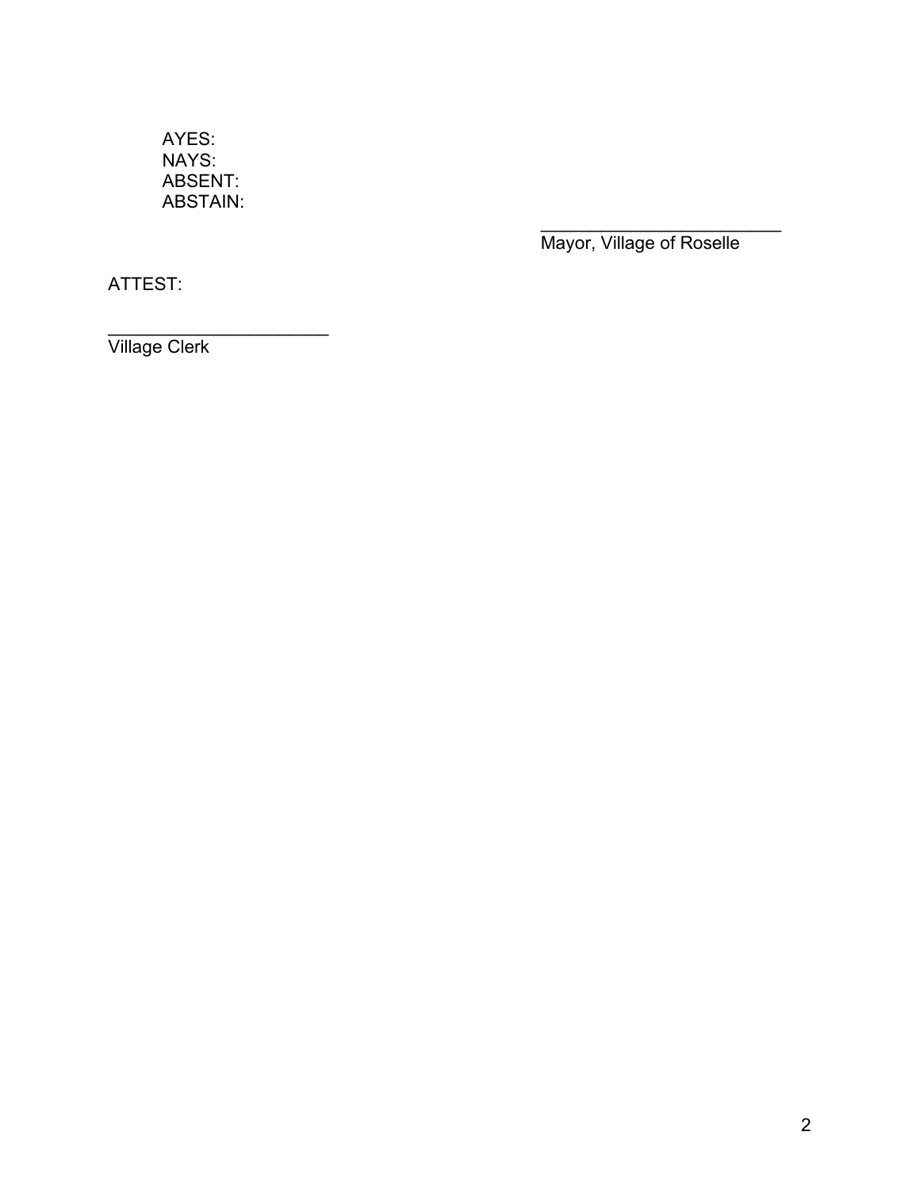AYES:
NAYS:
ABSENT:
ABSTAIN:

\_\_\_\_\_\_\_\_\_\_\_\_\_\_\_\_\_\_\_\_\_\_\_\_\_
Mayor, Village of Roselle

ATTEST:

\_\_\_\_\_\_\_\_\_\_\_\_\_\_\_\_\_\_\_\_\_\_\_
Village Clerk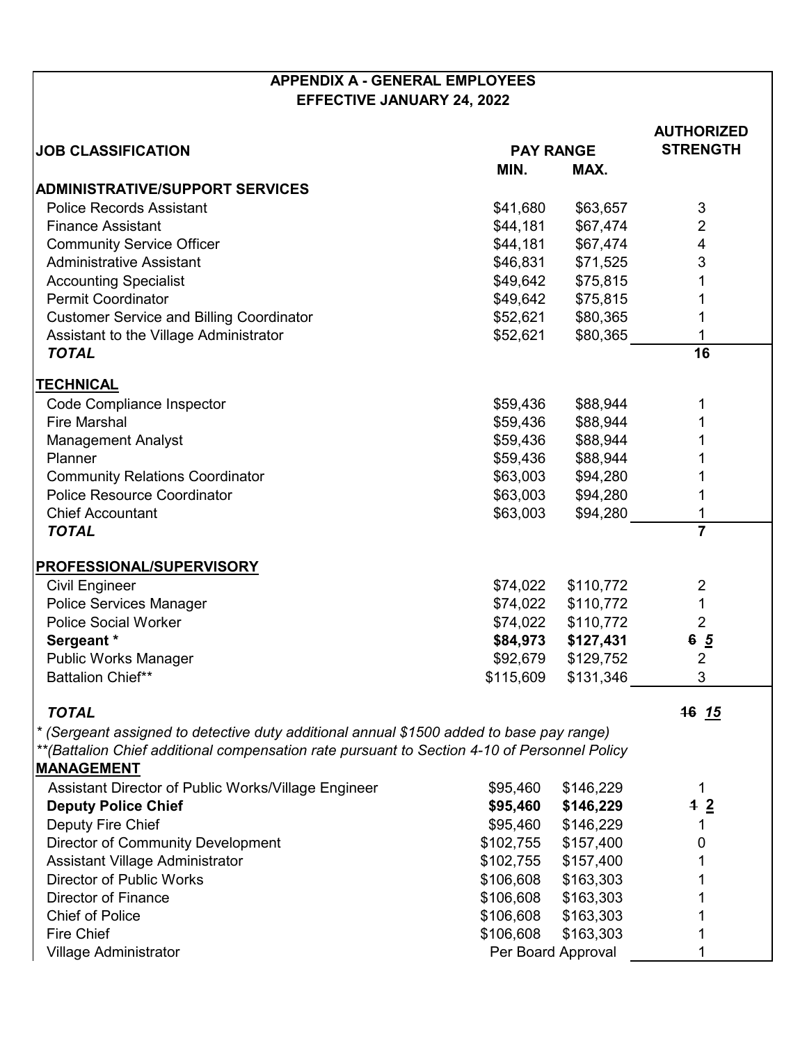# APPENDIX A - GENERAL EMPLOYEES
## EFFECTIVE JANUARY 24, 2022

| JOB CLASSIFICATION | PAY RANGE MIN. | PAY RANGE MAX. | AUTHORIZED STRENGTH |
|---|---|---|---|
| **ADMINISTRATIVE/SUPPORT SERVICES** | | | |
| Police Records Assistant | $41,680 | $63,657 | 3 |
| Finance Assistant | $44,181 | $67,474 | 2 |
| Community Service Officer | $44,181 | $67,474 | 4 |
| Administrative Assistant | $46,831 | $71,525 | 3 |
| Accounting Specialist | $49,642 | $75,815 | 1 |
| Permit Coordinator | $49,642 | $75,815 | 1 |
| Customer Service and Billing Coordinator | $52,621 | $80,365 | 1 |
| Assistant to the Village Administrator | $52,621 | $80,365 | 1 |
| ***TOTAL*** | | | **16** |
| **TECHNICAL** | | | |
| Code Compliance Inspector | $59,436 | $88,944 | 1 |
| Fire Marshal | $59,436 | $88,944 | 1 |
| Management Analyst | $59,436 | $88,944 | 1 |
| Planner | $59,436 | $88,944 | 1 |
| Community Relations Coordinator | $63,003 | $94,280 | 1 |
| Police Resource Coordinator | $63,003 | $94,280 | 1 |
| Chief Accountant | $63,003 | $94,280 | 1 |
| ***TOTAL*** | | | **7** |
| **PROFESSIONAL/SUPERVISORY** | | | |
| Civil Engineer | $74,022 | $110,772 | 2 |
| Police Services Manager | $74,022 | $110,772 | 1 |
| Police Social Worker | $74,022 | $110,772 | 2 |
| **Sergeant *** | **$84,973** | **$127,431** | ~~6~~ ***5*** |
| Public Works Manager | $92,679 | $129,752 | 2 |
| Battalion Chief** | $115,609 | $131,346 | 3 |
| ***TOTAL*** | | | ~~16~~ ***15*** |

*\* (Sergeant assigned to detective duty additional annual $1500 added to base pay range)*

*\*\*(Battalion Chief additional compensation rate pursuant to Section 4-10 of Personnel Policy*

| JOB CLASSIFICATION | PAY RANGE MIN. | PAY RANGE MAX. | AUTHORIZED STRENGTH |
|---|---|---|---|
| **MANAGEMENT** | | | |
| Assistant Director of Public Works/Village Engineer | $95,460 | $146,229 | 1 |
| **Deputy Police Chief** | **$95,460** | **$146,229** | ~~1~~ **2** |
| Deputy Fire Chief | $95,460 | $146,229 | 1 |
| Director of Community Development | $102,755 | $157,400 | 0 |
| Assistant Village Administrator | $102,755 | $157,400 | 1 |
| Director of Public Works | $106,608 | $163,303 | 1 |
| Director of Finance | $106,608 | $163,303 | 1 |
| Chief of Police | $106,608 | $163,303 | 1 |
| Fire Chief | $106,608 | $163,303 | 1 |
| Village Administrator | Per Board Approval | | 1 |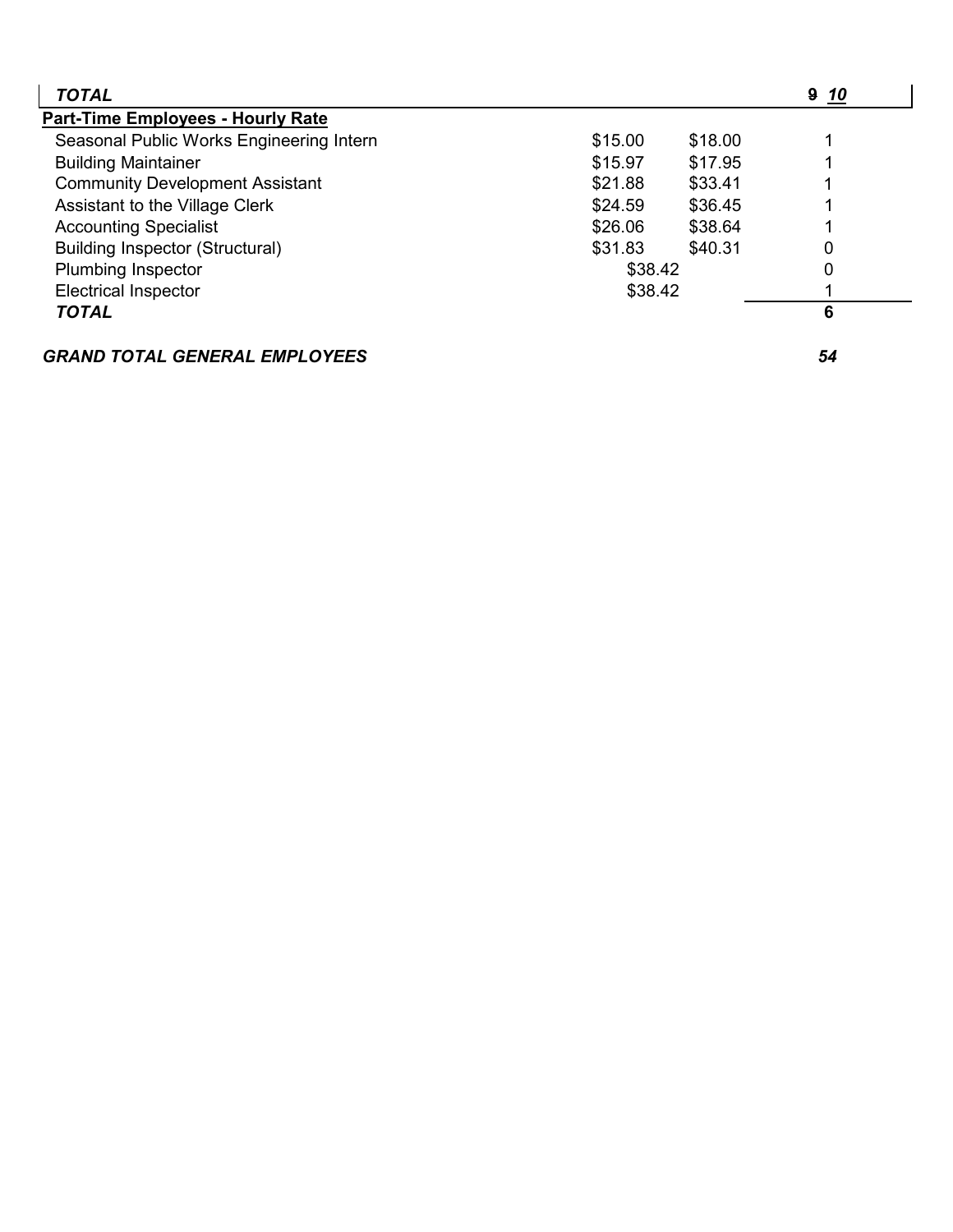| | | | |
|---|---|---|---|
| ***TOTAL*** | | | ~~9~~ ***<u>10</u>*** |
| **<u>Part-Time Employees - Hourly Rate</u>** | | | |
| Seasonal Public Works Engineering Intern | $15.00 | $18.00 | 1 |
| Building Maintainer | $15.97 | $17.95 | 1 |
| Community Development Assistant | $21.88 | $33.41 | 1 |
| Assistant to the Village Clerk | $24.59 | $36.45 | 1 |
| Accounting Specialist | $26.06 | $38.64 | 1 |
| Building Inspector (Structural) | $31.83 | $40.31 | 0 |
| Plumbing Inspector | $38.42 | | 0 |
| Electrical Inspector | $38.42 | | 1 |
| ***TOTAL*** | | | **6** |
| | | | |
| ***GRAND TOTAL GENERAL EMPLOYEES*** | | | ***54*** |